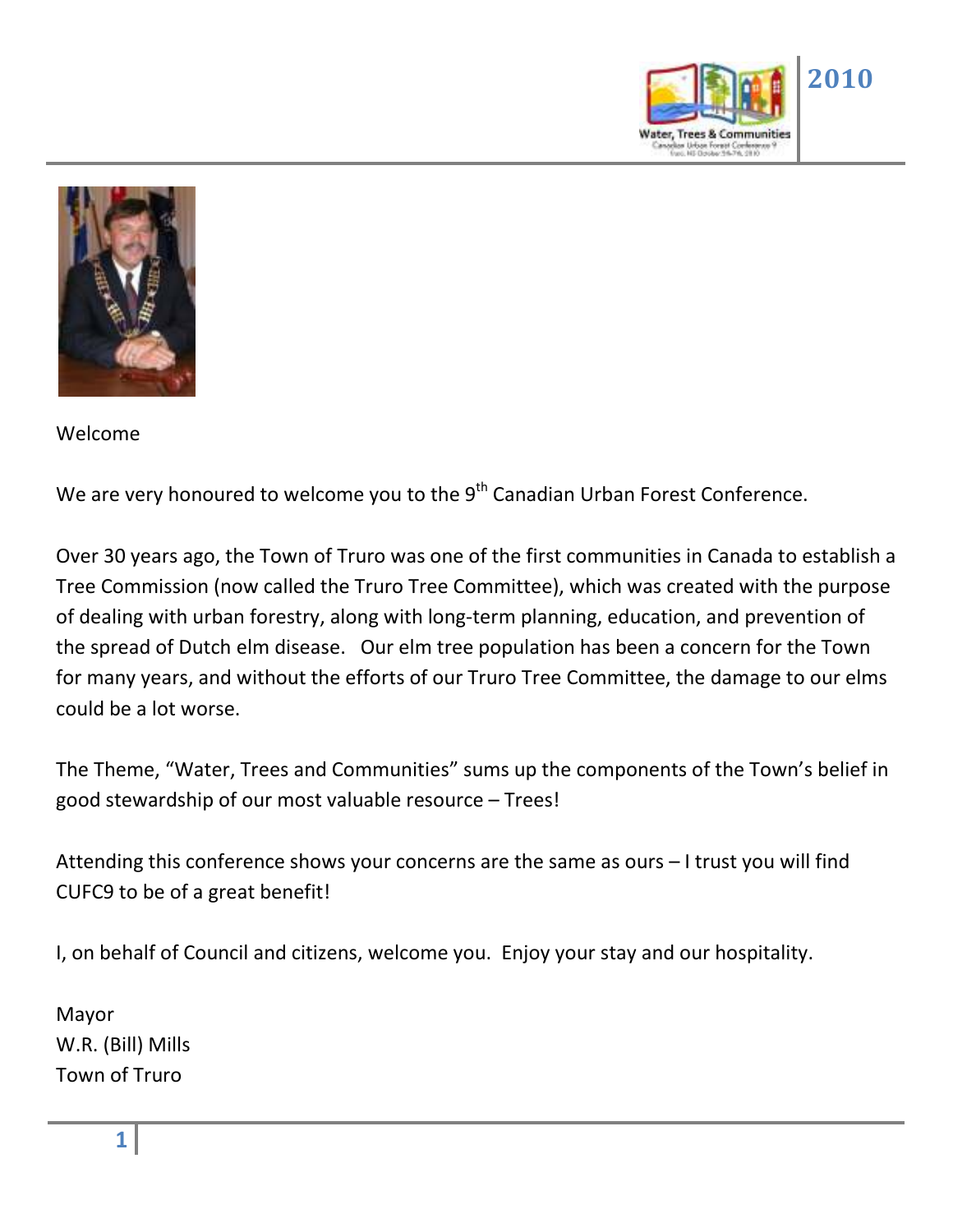Welcome

We are very honoured to welcome you to the 9th Canadian Urban Forest Conference.

Over 30 years ago, the Town of Truro was one of the first communities in Canada to establish a Tree Commission (now called the Truro Tree Committee), which was created with the purpose of dealing with urban forestry, along with long-term planning, education, and prevention of the spread of Dutch elm disease. Our elm tree population has been a concern for the Town for many years, and without the efforts of our Truro Tree Committee, the damage to our elms could be a lot worse.

The Theme, "Water, Trees and Communities" sums up the components of the Town's belief in good stewardship of our most valuable resource – Trees!

Attending this conference shows your concerns are the same as ours – I trust you will find CUFC9 to be of a great benefit!

I, on behalf of Council and citizens, welcome you. Enjoy your stay and our hospitality.

Mayor
W.R. (Bill) Mills
Town of Truro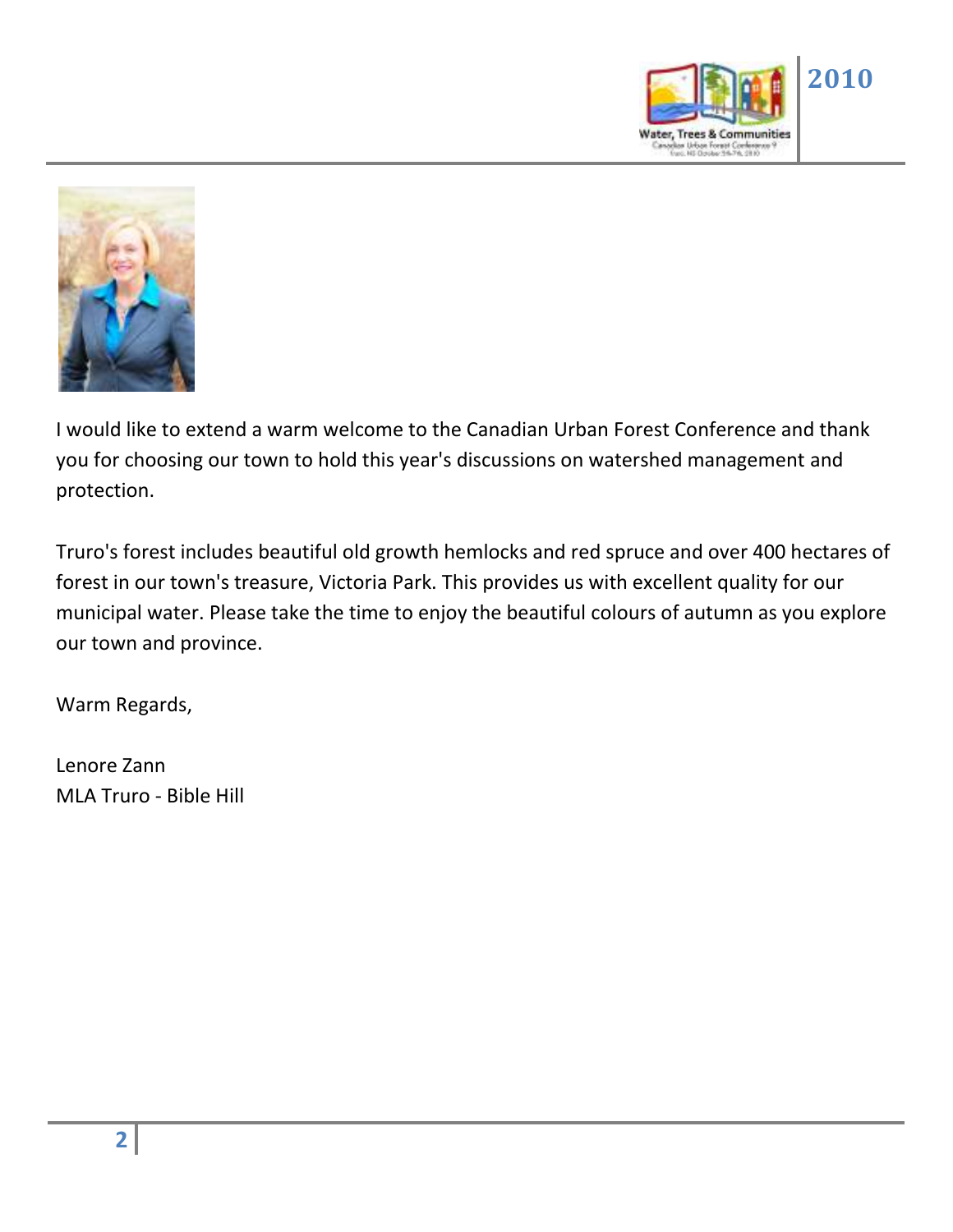I would like to extend a warm welcome to the Canadian Urban Forest Conference and thank you for choosing our town to hold this year's discussions on watershed management and protection.

Truro's forest includes beautiful old growth hemlocks and red spruce and over 400 hectares of forest in our town's treasure, Victoria Park. This provides us with excellent quality for our municipal water. Please take the time to enjoy the beautiful colours of autumn as you explore our town and province.

Warm Regards,

Lenore Zann
MLA Truro - Bible Hill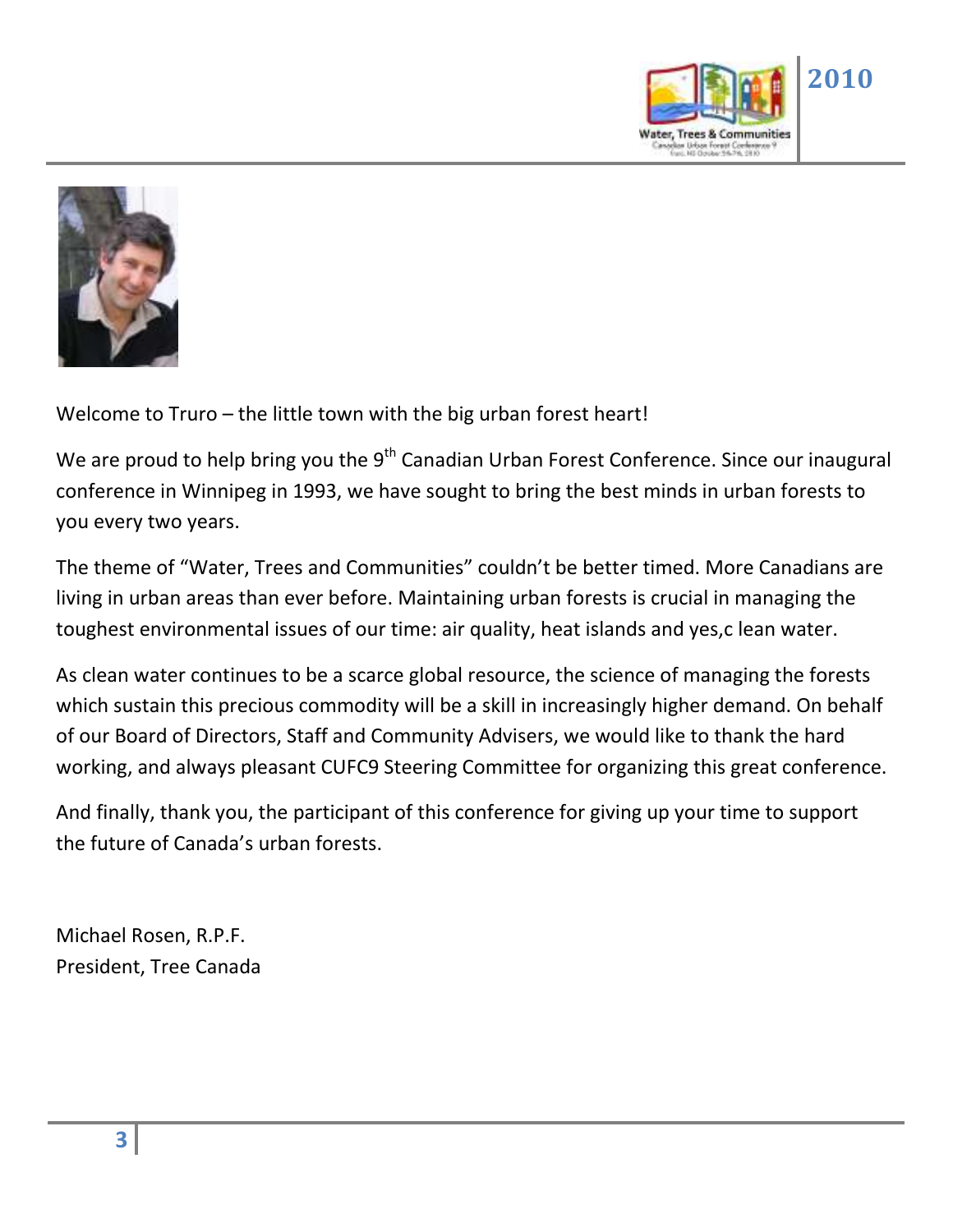Welcome to Truro – the little town with the big urban forest heart!

We are proud to help bring you the 9th Canadian Urban Forest Conference. Since our inaugural conference in Winnipeg in 1993, we have sought to bring the best minds in urban forests to you every two years.

The theme of "Water, Trees and Communities" couldn't be better timed. More Canadians are living in urban areas than ever before. Maintaining urban forests is crucial in managing the toughest environmental issues of our time: air quality, heat islands and yes,c lean water.

As clean water continues to be a scarce global resource, the science of managing the forests which sustain this precious commodity will be a skill in increasingly higher demand. On behalf of our Board of Directors, Staff and Community Advisers, we would like to thank the hard working, and always pleasant CUFC9 Steering Committee for organizing this great conference.

And finally, thank you, the participant of this conference for giving up your time to support the future of Canada's urban forests.

Michael Rosen, R.P.F.
President, Tree Canada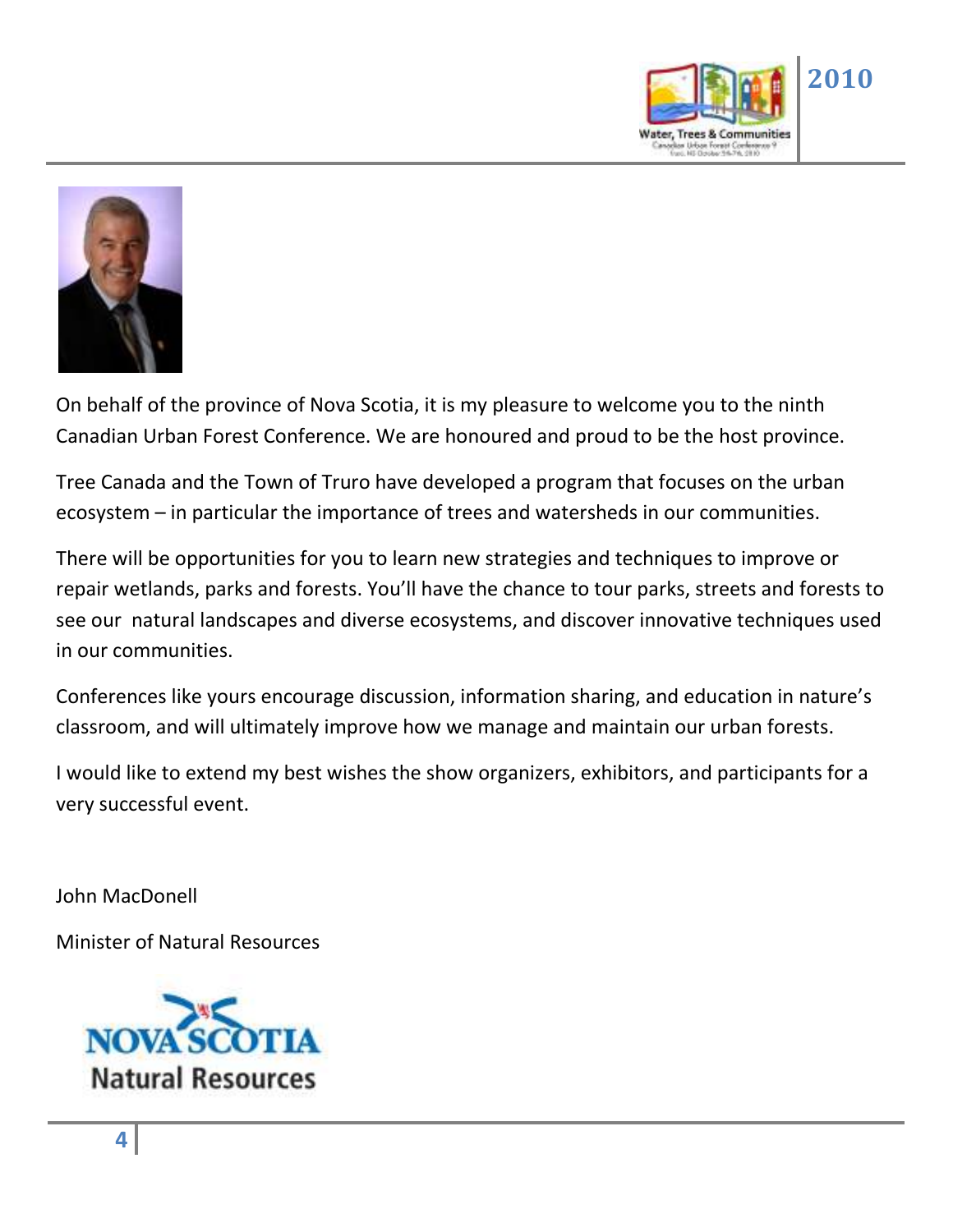On behalf of the province of Nova Scotia, it is my pleasure to welcome you to the ninth Canadian Urban Forest Conference. We are honoured and proud to be the host province.

Tree Canada and the Town of Truro have developed a program that focuses on the urban ecosystem – in particular the importance of trees and watersheds in our communities.

There will be opportunities for you to learn new strategies and techniques to improve or repair wetlands, parks and forests. You'll have the chance to tour parks, streets and forests to see our natural landscapes and diverse ecosystems, and discover innovative techniques used in our communities.

Conferences like yours encourage discussion, information sharing, and education in nature's classroom, and will ultimately improve how we manage and maintain our urban forests.

I would like to extend my best wishes the show organizers, exhibitors, and participants for a very successful event.

John MacDonell

Minister of Natural Resources

NOVA SCOTIA
Natural Resources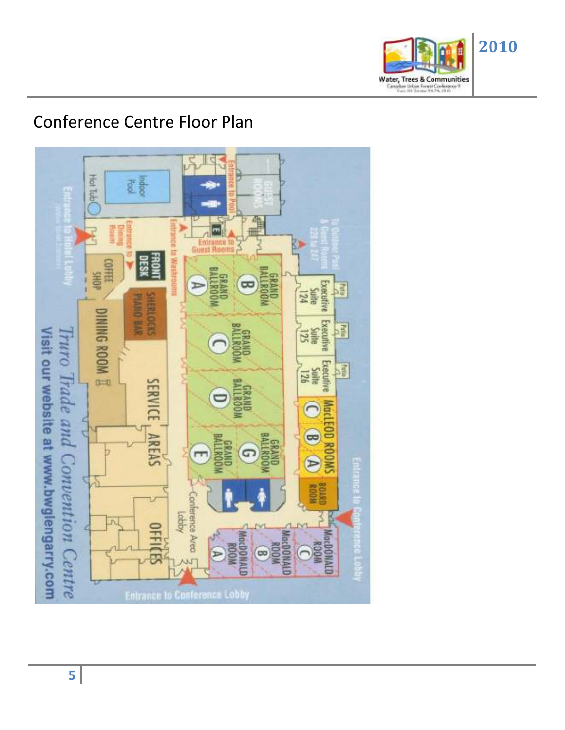# Conference Centre Floor Plan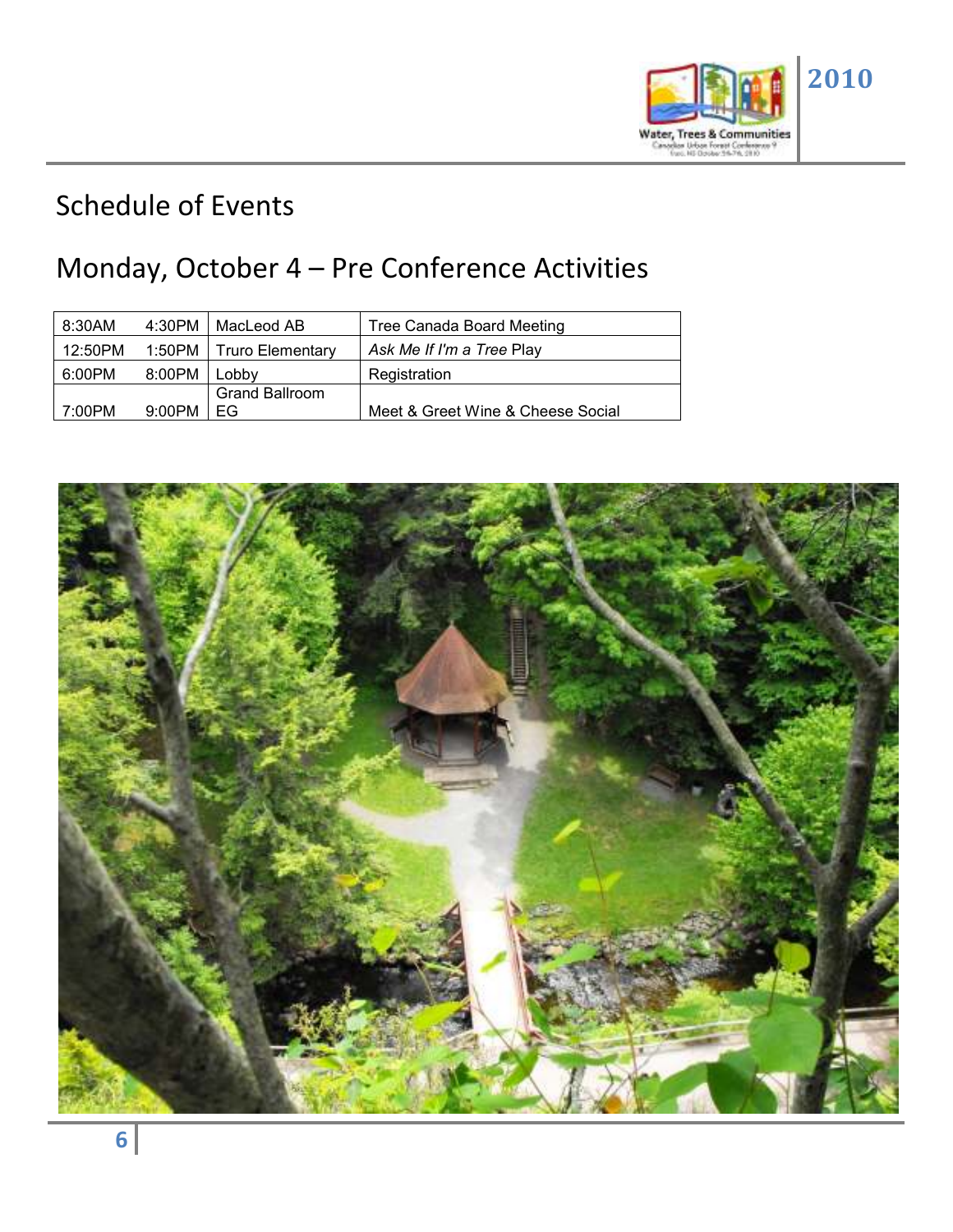# Schedule of Events

## Monday, October 4 – Pre Conference Activities

| | | | |
|---|---|---|---|
| 8:30AM | 4:30PM | MacLeod AB | Tree Canada Board Meeting |
| 12:50PM | 1:50PM | Truro Elementary | *Ask Me If I'm a Tree* Play |
| 6:00PM | 8:00PM | Lobby | Registration |
| 7:00PM | 9:00PM | Grand Ballroom EG | Meet & Greet Wine & Cheese Social |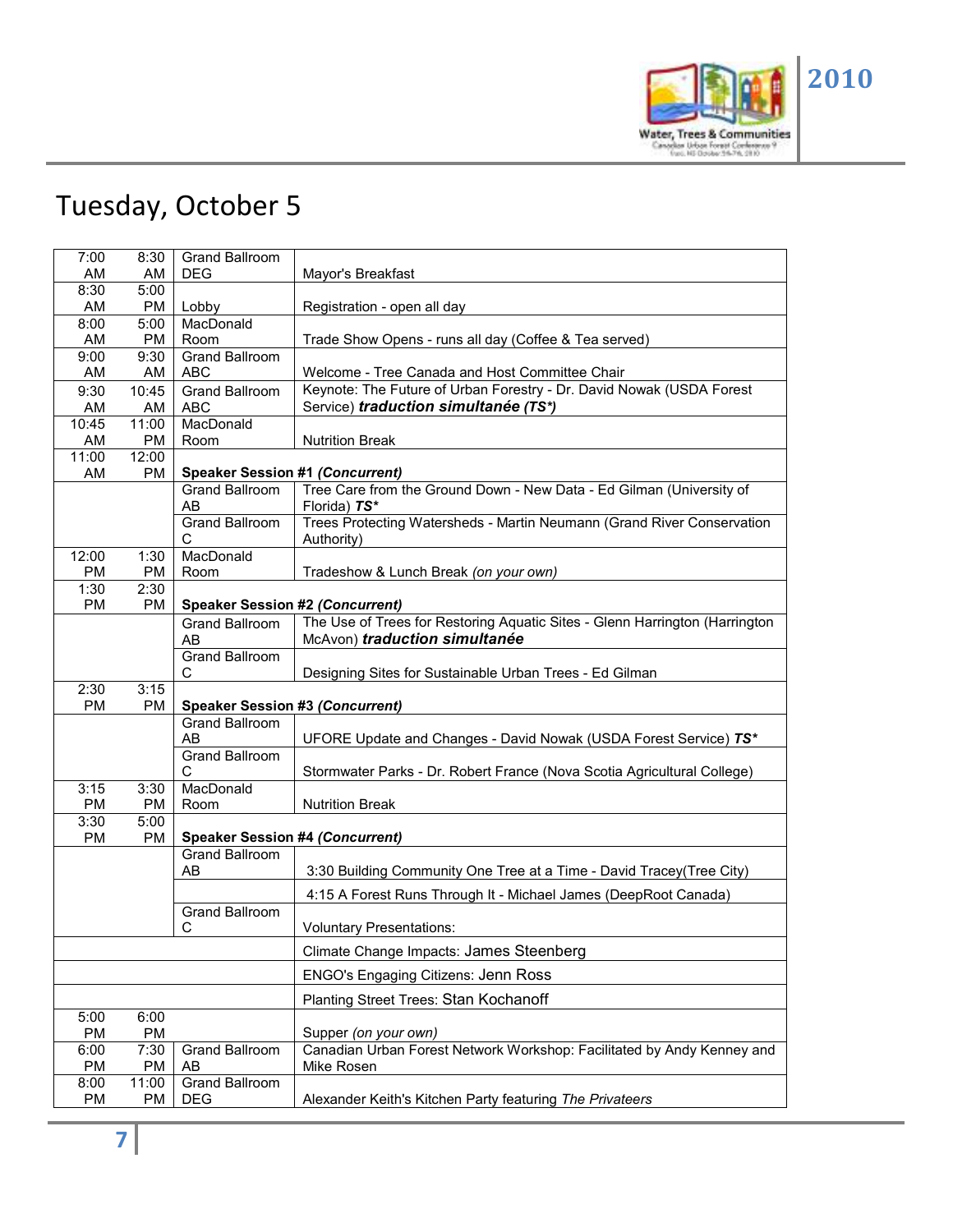# Tuesday, October 5

| Start | End | Location | Event |
|---|---|---|---|
| 7:00 AM | 8:30 AM | Grand Ballroom DEG | Mayor's Breakfast |
| 8:30 AM | 5:00 PM | Lobby | Registration - open all day |
| 8:00 AM | 5:00 PM | MacDonald Room | Trade Show Opens - runs all day (Coffee & Tea served) |
| 9:00 AM | 9:30 AM | Grand Ballroom ABC | Welcome - Tree Canada and Host Committee Chair |
| 9:30 AM | 10:45 AM | Grand Ballroom ABC | Keynote: The Future of Urban Forestry - Dr. David Nowak (USDA Forest Service) ***traduction simultanée (TS*)*** |
| 10:45 AM | 11:00 PM | MacDonald Room | Nutrition Break |
| 11:00 AM | 12:00 PM | | **Speaker Session #1 *(Concurrent)*** |
| | | Grand Ballroom AB | Tree Care from the Ground Down - New Data - Ed Gilman (University of Florida) ***TS**** |
| | | Grand Ballroom C | Trees Protecting Watersheds - Martin Neumann (Grand River Conservation Authority) |
| 12:00 PM | 1:30 PM | MacDonald Room | Tradeshow & Lunch Break *(on your own)* |
| 1:30 PM | 2:30 PM | | **Speaker Session #2 *(Concurrent)*** |
| | | Grand Ballroom AB | The Use of Trees for Restoring Aquatic Sites - Glenn Harrington (Harrington McAvon) ***traduction simultanée*** |
| | | Grand Ballroom C | Designing Sites for Sustainable Urban Trees - Ed Gilman |
| 2:30 PM | 3:15 PM | | **Speaker Session #3 *(Concurrent)*** |
| | | Grand Ballroom AB | UFORE Update and Changes - David Nowak (USDA Forest Service) ***TS**** |
| | | Grand Ballroom C | Stormwater Parks - Dr. Robert France (Nova Scotia Agricultural College) |
| 3:15 PM | 3:30 PM | MacDonald Room | Nutrition Break |
| 3:30 PM | 5:00 PM | | **Speaker Session #4 *(Concurrent)*** |
| | | Grand Ballroom AB | 3:30 Building Community One Tree at a Time - David Tracey(Tree City) |
| | | | 4:15 A Forest Runs Through It - Michael James (DeepRoot Canada) |
| | | Grand Ballroom C | Voluntary Presentations: |
| | | | Climate Change Impacts: James Steenberg |
| | | | ENGO's Engaging Citizens: Jenn Ross |
| | | | Planting Street Trees: Stan Kochanoff |
| 5:00 PM | 6:00 PM | | Supper *(on your own)* |
| 6:00 PM | 7:30 PM | Grand Ballroom AB | Canadian Urban Forest Network Workshop: Facilitated by Andy Kenney and Mike Rosen |
| 8:00 PM | 11:00 PM | Grand Ballroom DEG | Alexander Keith's Kitchen Party featuring *The Privateers* |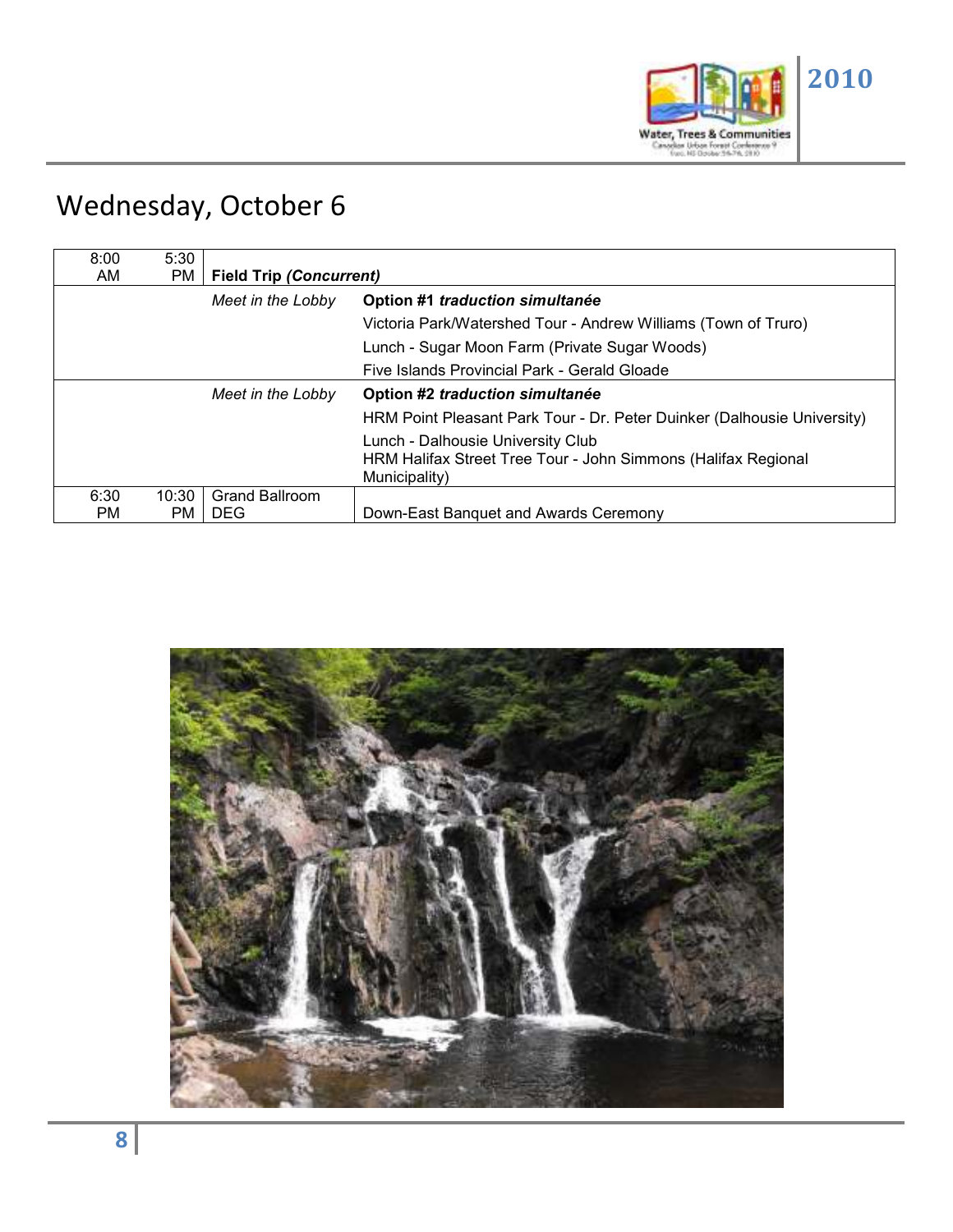## Wednesday, October 6

| Start | End | Location | Event |
|---|---|---|---|
| 8:00 AM | 5:30 PM | **Field Trip *(Concurrent)*** | |
| | | *Meet in the Lobby* | **Option #1 *traduction simultanée***<br>Victoria Park/Watershed Tour - Andrew Williams (Town of Truro)<br>Lunch - Sugar Moon Farm (Private Sugar Woods)<br>Five Islands Provincial Park - Gerald Gloade |
| | | *Meet in the Lobby* | **Option #2 *traduction simultanée***<br>HRM Point Pleasant Park Tour - Dr. Peter Duinker (Dalhousie University)<br>Lunch - Dalhousie University Club<br>HRM Halifax Street Tree Tour - John Simmons (Halifax Regional Municipality) |
| 6:30 PM | 10:30 PM | Grand Ballroom DEG | Down-East Banquet and Awards Ceremony |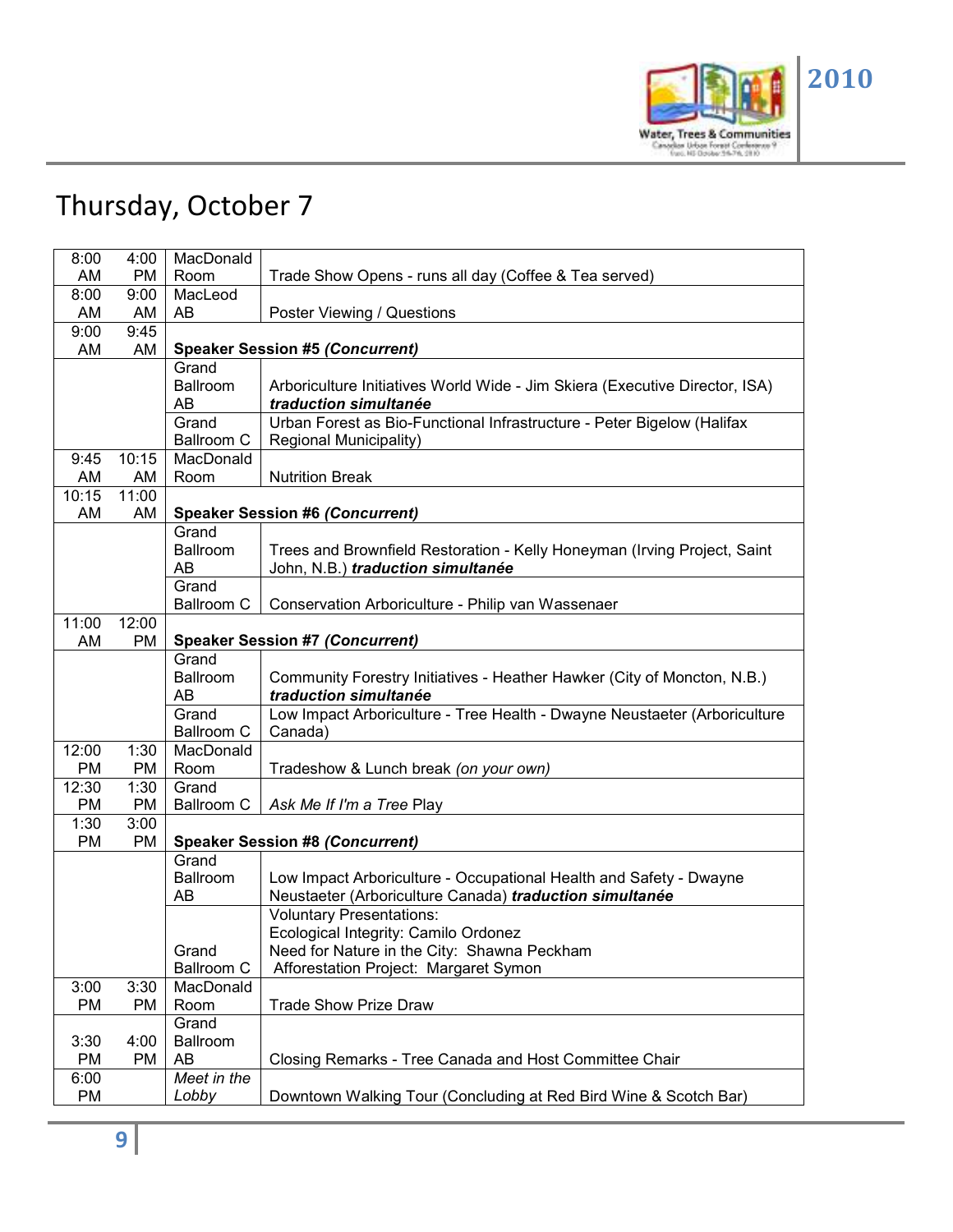# Thursday, October 7

| Start | End | Location | Event |
|---|---|---|---|
| 8:00 AM | 4:00 PM | MacDonald Room | Trade Show Opens - runs all day (Coffee & Tea served) |
| 8:00 AM | 9:00 AM | MacLeod AB | Poster Viewing / Questions |
| 9:00 AM | 9:45 AM | **Speaker Session #5 *(Concurrent)*** | |
| | | Grand Ballroom AB | Arboriculture Initiatives World Wide - Jim Skiera (Executive Director, ISA) ***traduction simultanée*** |
| | | Grand Ballroom C | Urban Forest as Bio-Functional Infrastructure - Peter Bigelow (Halifax Regional Municipality) |
| 9:45 AM | 10:15 AM | MacDonald Room | Nutrition Break |
| 10:15 AM | 11:00 AM | **Speaker Session #6 *(Concurrent)*** | |
| | | Grand Ballroom AB | Trees and Brownfield Restoration - Kelly Honeyman (Irving Project, Saint John, N.B.) ***traduction simultanée*** |
| | | Grand Ballroom C | Conservation Arboriculture - Philip van Wassenaer |
| 11:00 AM | 12:00 PM | **Speaker Session #7 *(Concurrent)*** | |
| | | Grand Ballroom AB | Community Forestry Initiatives - Heather Hawker (City of Moncton, N.B.) ***traduction simultanée*** |
| | | Grand Ballroom C | Low Impact Arboriculture - Tree Health - Dwayne Neustaeter (Arboriculture Canada) |
| 12:00 PM | 1:30 PM | MacDonald Room | Tradeshow & Lunch break *(on your own)* |
| 12:30 PM | 1:30 PM | Grand Ballroom C | *Ask Me If I'm a Tree* Play |
| 1:30 PM | 3:00 PM | **Speaker Session #8 *(Concurrent)*** | |
| | | Grand Ballroom AB | Low Impact Arboriculture - Occupational Health and Safety - Dwayne Neustaeter (Arboriculture Canada) ***traduction simultanée*** |
| | | Grand Ballroom C | Voluntary Presentations:<br>Ecological Integrity: Camilo Ordonez<br>Need for Nature in the City: Shawna Peckham<br>Afforestation Project: Margaret Symon |
| 3:00 PM | 3:30 PM | MacDonald Room | Trade Show Prize Draw |
| 3:30 PM | 4:00 PM | Grand Ballroom AB | Closing Remarks - Tree Canada and Host Committee Chair |
| 6:00 PM | | *Meet in the Lobby* | Downtown Walking Tour (Concluding at Red Bird Wine & Scotch Bar) |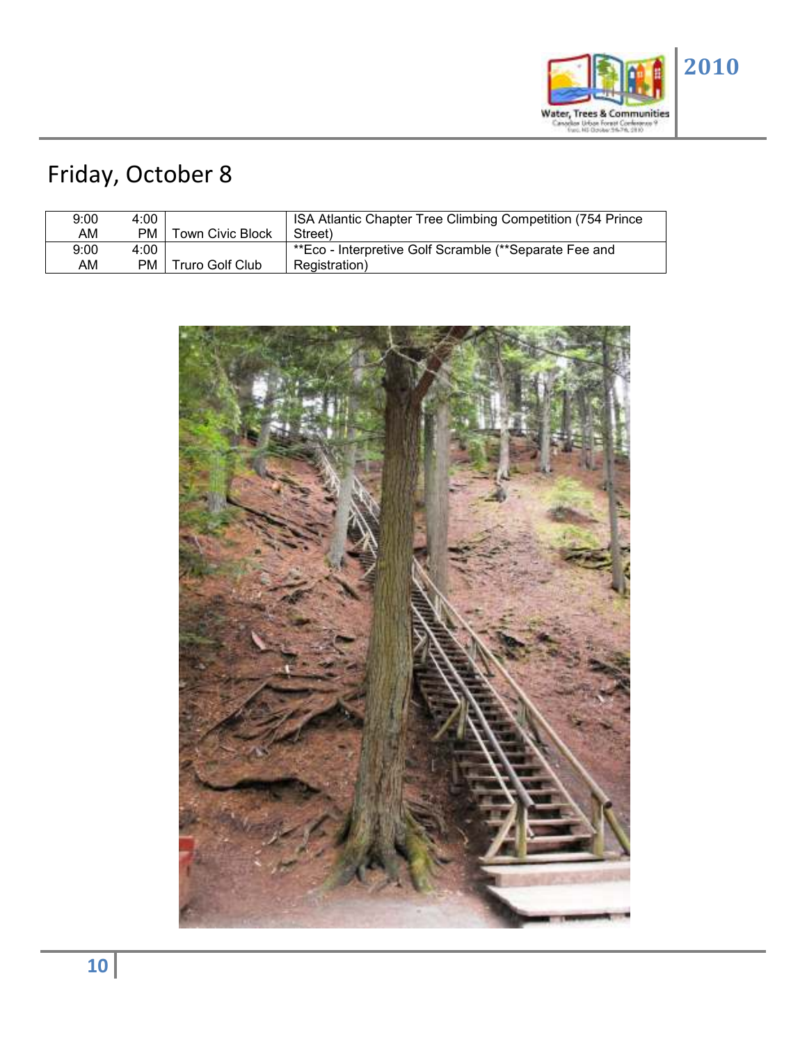# Friday, October 8

| | | | |
|---|---|---|---|
| 9:00 AM | 4:00 PM | Town Civic Block | ISA Atlantic Chapter Tree Climbing Competition (754 Prince Street) |
| 9:00 AM | 4:00 PM | Truro Golf Club | **Eco - Interpretive Golf Scramble (**Separate Fee and Registration) |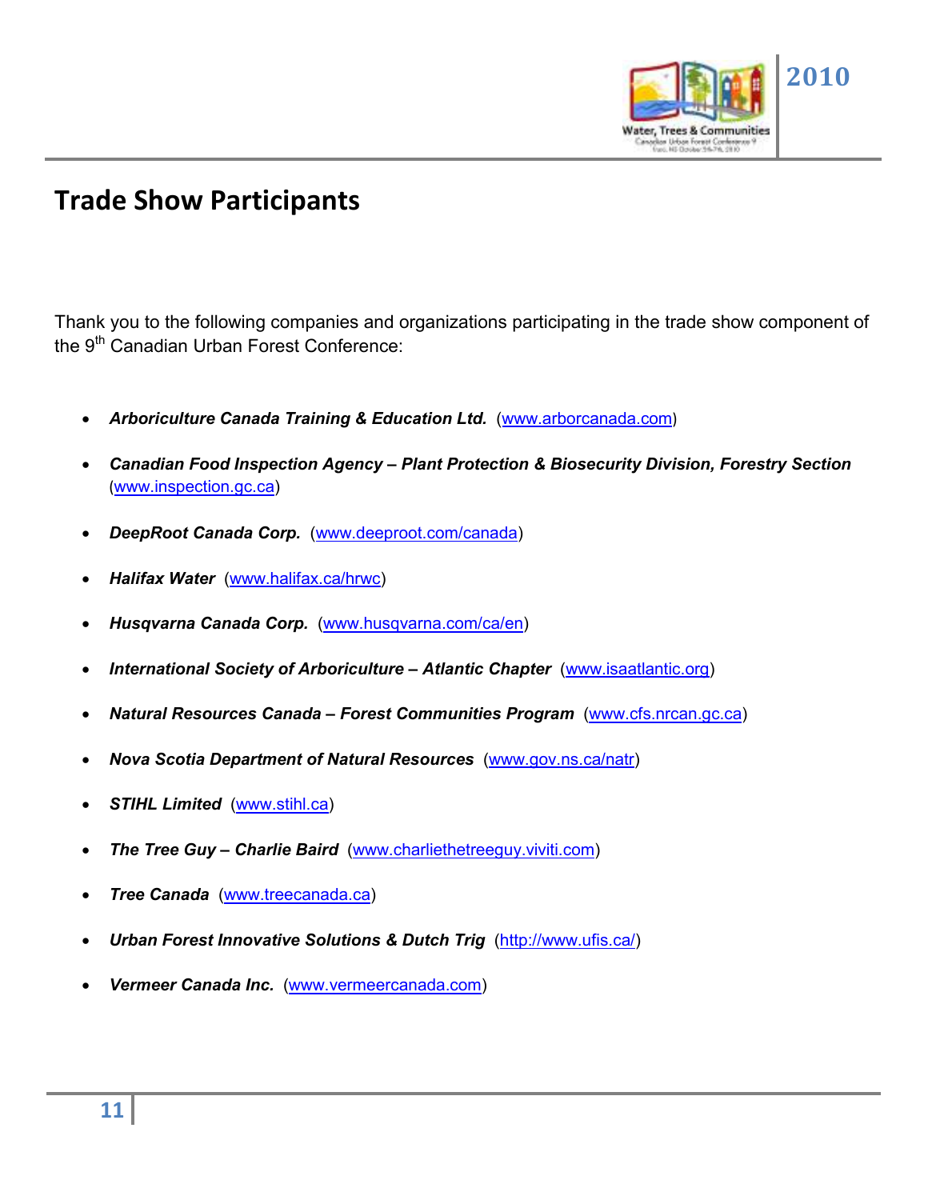## Trade Show Participants

Thank you to the following companies and organizations participating in the trade show component of the 9th Canadian Urban Forest Conference:

- ***Arboriculture Canada Training & Education Ltd.*** (www.arborcanada.com)
- ***Canadian Food Inspection Agency – Plant Protection & Biosecurity Division, Forestry Section*** (www.inspection.gc.ca)
- ***DeepRoot Canada Corp.*** (www.deeproot.com/canada)
- ***Halifax Water*** (www.halifax.ca/hrwc)
- ***Husqvarna Canada Corp.*** (www.husqvarna.com/ca/en)
- ***International Society of Arboriculture – Atlantic Chapter*** (www.isaatlantic.org)
- ***Natural Resources Canada – Forest Communities Program*** (www.cfs.nrcan.gc.ca)
- ***Nova Scotia Department of Natural Resources*** (www.gov.ns.ca/natr)
- ***STIHL Limited*** (www.stihl.ca)
- ***The Tree Guy – Charlie Baird*** (www.charliethetreeguy.viviti.com)
- ***Tree Canada*** (www.treecanada.ca)
- ***Urban Forest Innovative Solutions & Dutch Trig*** (http://www.ufis.ca/)
- ***Vermeer Canada Inc.*** (www.vermeercanada.com)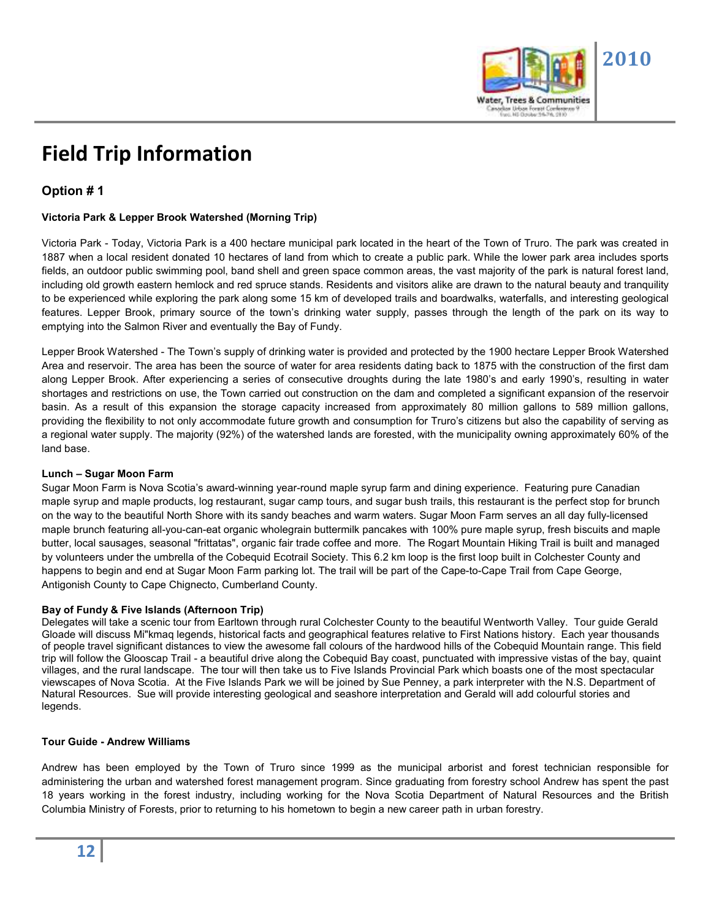# Field Trip Information

## Option # 1

**Victoria Park & Lepper Brook Watershed (Morning Trip)**

Victoria Park - Today, Victoria Park is a 400 hectare municipal park located in the heart of the Town of Truro. The park was created in 1887 when a local resident donated 10 hectares of land from which to create a public park. While the lower park area includes sports fields, an outdoor public swimming pool, band shell and green space common areas, the vast majority of the park is natural forest land, including old growth eastern hemlock and red spruce stands. Residents and visitors alike are drawn to the natural beauty and tranquility to be experienced while exploring the park along some 15 km of developed trails and boardwalks, waterfalls, and interesting geological features. Lepper Brook, primary source of the town's drinking water supply, passes through the length of the park on its way to emptying into the Salmon River and eventually the Bay of Fundy.

Lepper Brook Watershed - The Town's supply of drinking water is provided and protected by the 1900 hectare Lepper Brook Watershed Area and reservoir. The area has been the source of water for area residents dating back to 1875 with the construction of the first dam along Lepper Brook. After experiencing a series of consecutive droughts during the late 1980's and early 1990's, resulting in water shortages and restrictions on use, the Town carried out construction on the dam and completed a significant expansion of the reservoir basin. As a result of this expansion the storage capacity increased from approximately 80 million gallons to 589 million gallons, providing the flexibility to not only accommodate future growth and consumption for Truro's citizens but also the capability of serving as a regional water supply. The majority (92%) of the watershed lands are forested, with the municipality owning approximately 60% of the land base.

**Lunch – Sugar Moon Farm**

Sugar Moon Farm is Nova Scotia's award-winning year-round maple syrup farm and dining experience. Featuring pure Canadian maple syrup and maple products, log restaurant, sugar camp tours, and sugar bush trails, this restaurant is the perfect stop for brunch on the way to the beautiful North Shore with its sandy beaches and warm waters. Sugar Moon Farm serves an all day fully-licensed maple brunch featuring all-you-can-eat organic wholegrain buttermilk pancakes with 100% pure maple syrup, fresh biscuits and maple butter, local sausages, seasonal "frittatas", organic fair trade coffee and more. The Rogart Mountain Hiking Trail is built and managed by volunteers under the umbrella of the Cobequid Ecotrail Society. This 6.2 km loop is the first loop built in Colchester County and happens to begin and end at Sugar Moon Farm parking lot. The trail will be part of the Cape-to-Cape Trail from Cape George, Antigonish County to Cape Chignecto, Cumberland County.

**Bay of Fundy & Five Islands (Afternoon Trip)**

Delegates will take a scenic tour from Earltown through rural Colchester County to the beautiful Wentworth Valley. Tour guide Gerald Gloade will discuss Mi"kmaq legends, historical facts and geographical features relative to First Nations history. Each year thousands of people travel significant distances to view the awesome fall colours of the hardwood hills of the Cobequid Mountain range. This field trip will follow the Glooscap Trail - a beautiful drive along the Cobequid Bay coast, punctuated with impressive vistas of the bay, quaint villages, and the rural landscape. The tour will then take us to Five Islands Provincial Park which boasts one of the most spectacular viewscapes of Nova Scotia. At the Five Islands Park we will be joined by Sue Penney, a park interpreter with the N.S. Department of Natural Resources. Sue will provide interesting geological and seashore interpretation and Gerald will add colourful stories and legends.

**Tour Guide - Andrew Williams**

Andrew has been employed by the Town of Truro since 1999 as the municipal arborist and forest technician responsible for administering the urban and watershed forest management program. Since graduating from forestry school Andrew has spent the past 18 years working in the forest industry, including working for the Nova Scotia Department of Natural Resources and the British Columbia Ministry of Forests, prior to returning to his hometown to begin a new career path in urban forestry.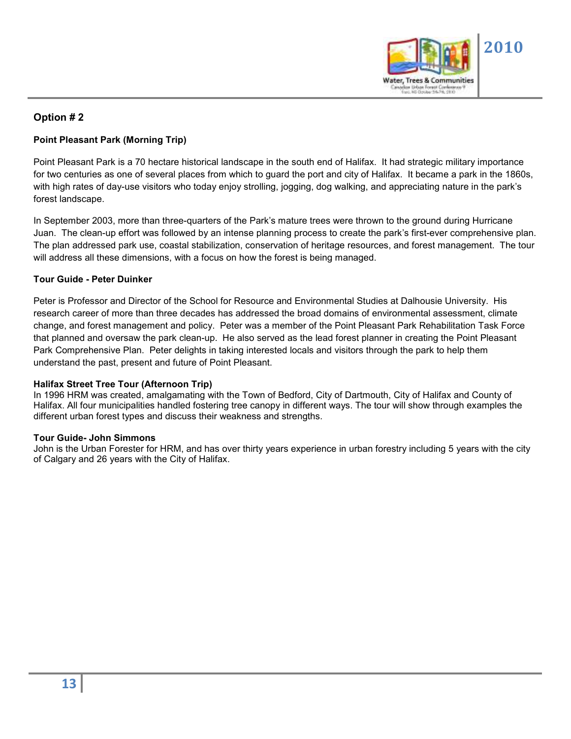## Option # 2

**Point Pleasant Park (Morning Trip)**

Point Pleasant Park is a 70 hectare historical landscape in the south end of Halifax. It had strategic military importance for two centuries as one of several places from which to guard the port and city of Halifax. It became a park in the 1860s, with high rates of day-use visitors who today enjoy strolling, jogging, dog walking, and appreciating nature in the park's forest landscape.

In September 2003, more than three-quarters of the Park's mature trees were thrown to the ground during Hurricane Juan. The clean-up effort was followed by an intense planning process to create the park's first-ever comprehensive plan. The plan addressed park use, coastal stabilization, conservation of heritage resources, and forest management. The tour will address all these dimensions, with a focus on how the forest is being managed.

**Tour Guide - Peter Duinker**

Peter is Professor and Director of the School for Resource and Environmental Studies at Dalhousie University. His research career of more than three decades has addressed the broad domains of environmental assessment, climate change, and forest management and policy. Peter was a member of the Point Pleasant Park Rehabilitation Task Force that planned and oversaw the park clean-up. He also served as the lead forest planner in creating the Point Pleasant Park Comprehensive Plan. Peter delights in taking interested locals and visitors through the park to help them understand the past, present and future of Point Pleasant.

**Halifax Street Tree Tour (Afternoon Trip)**

In 1996 HRM was created, amalgamating with the Town of Bedford, City of Dartmouth, City of Halifax and County of Halifax. All four municipalities handled fostering tree canopy in different ways. The tour will show through examples the different urban forest types and discuss their weakness and strengths.

**Tour Guide- John Simmons**

John is the Urban Forester for HRM, and has over thirty years experience in urban forestry including 5 years with the city of Calgary and 26 years with the City of Halifax.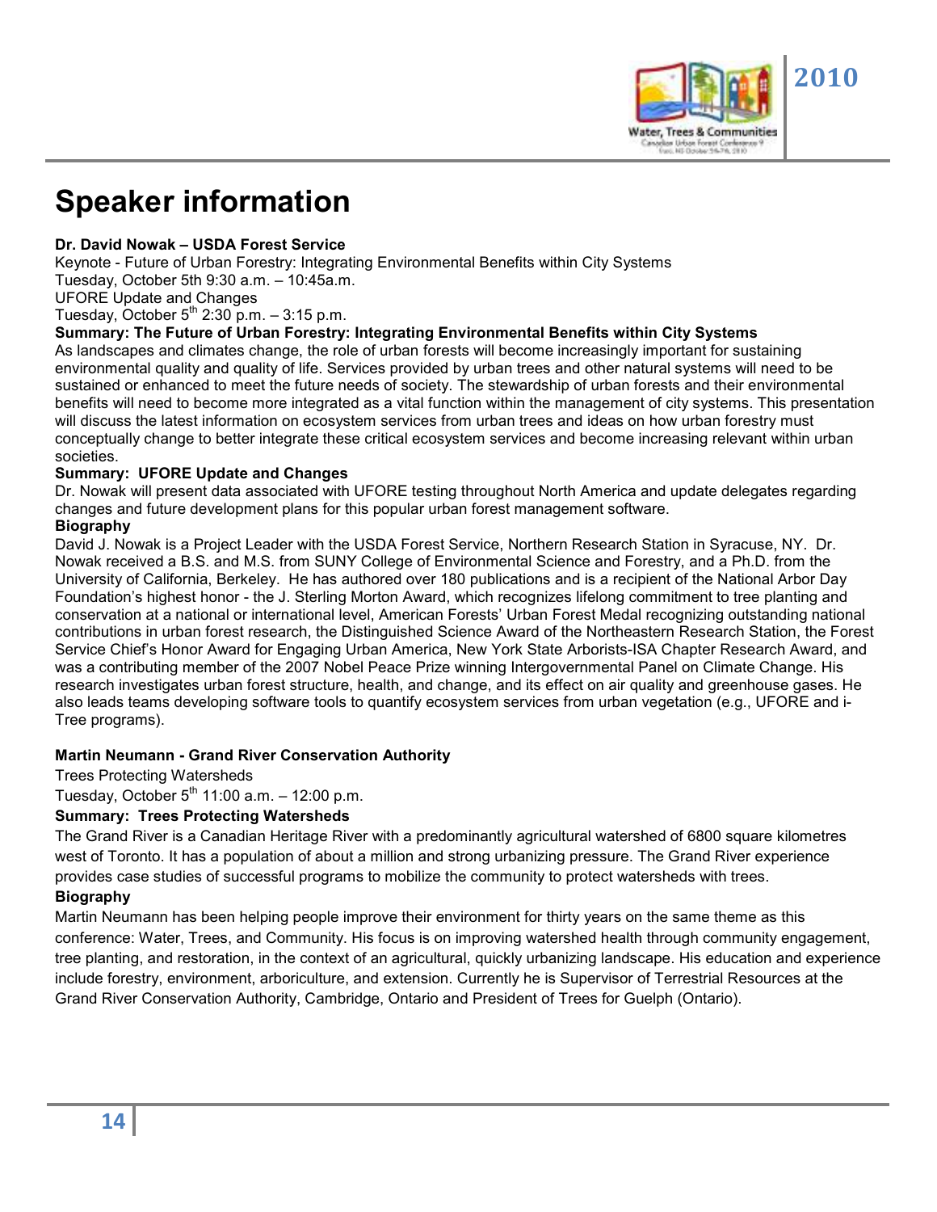# Speaker information

**Dr. David Nowak – USDA Forest Service**

Keynote - Future of Urban Forestry: Integrating Environmental Benefits within City Systems
Tuesday, October 5th 9:30 a.m. – 10:45a.m.
UFORE Update and Changes
Tuesday, October 5th 2:30 p.m. – 3:15 p.m.

**Summary: The Future of Urban Forestry: Integrating Environmental Benefits within City Systems**

As landscapes and climates change, the role of urban forests will become increasingly important for sustaining environmental quality and quality of life. Services provided by urban trees and other natural systems will need to be sustained or enhanced to meet the future needs of society. The stewardship of urban forests and their environmental benefits will need to become more integrated as a vital function within the management of city systems. This presentation will discuss the latest information on ecosystem services from urban trees and ideas on how urban forestry must conceptually change to better integrate these critical ecosystem services and become increasing relevant within urban societies.

**Summary: UFORE Update and Changes**

Dr. Nowak will present data associated with UFORE testing throughout North America and update delegates regarding changes and future development plans for this popular urban forest management software.

**Biography**

David J. Nowak is a Project Leader with the USDA Forest Service, Northern Research Station in Syracuse, NY. Dr. Nowak received a B.S. and M.S. from SUNY College of Environmental Science and Forestry, and a Ph.D. from the University of California, Berkeley. He has authored over 180 publications and is a recipient of the National Arbor Day Foundation's highest honor - the J. Sterling Morton Award, which recognizes lifelong commitment to tree planting and conservation at a national or international level, American Forests' Urban Forest Medal recognizing outstanding national contributions in urban forest research, the Distinguished Science Award of the Northeastern Research Station, the Forest Service Chief's Honor Award for Engaging Urban America, New York State Arborists-ISA Chapter Research Award, and was a contributing member of the 2007 Nobel Peace Prize winning Intergovernmental Panel on Climate Change. His research investigates urban forest structure, health, and change, and its effect on air quality and greenhouse gases. He also leads teams developing software tools to quantify ecosystem services from urban vegetation (e.g., UFORE and i-Tree programs).

**Martin Neumann - Grand River Conservation Authority**

Trees Protecting Watersheds
Tuesday, October 5th 11:00 a.m. – 12:00 p.m.

**Summary: Trees Protecting Watersheds**

The Grand River is a Canadian Heritage River with a predominantly agricultural watershed of 6800 square kilometres west of Toronto. It has a population of about a million and strong urbanizing pressure. The Grand River experience provides case studies of successful programs to mobilize the community to protect watersheds with trees.

**Biography**

Martin Neumann has been helping people improve their environment for thirty years on the same theme as this conference: Water, Trees, and Community. His focus is on improving watershed health through community engagement, tree planting, and restoration, in the context of an agricultural, quickly urbanizing landscape. His education and experience include forestry, environment, arboriculture, and extension. Currently he is Supervisor of Terrestrial Resources at the Grand River Conservation Authority, Cambridge, Ontario and President of Trees for Guelph (Ontario).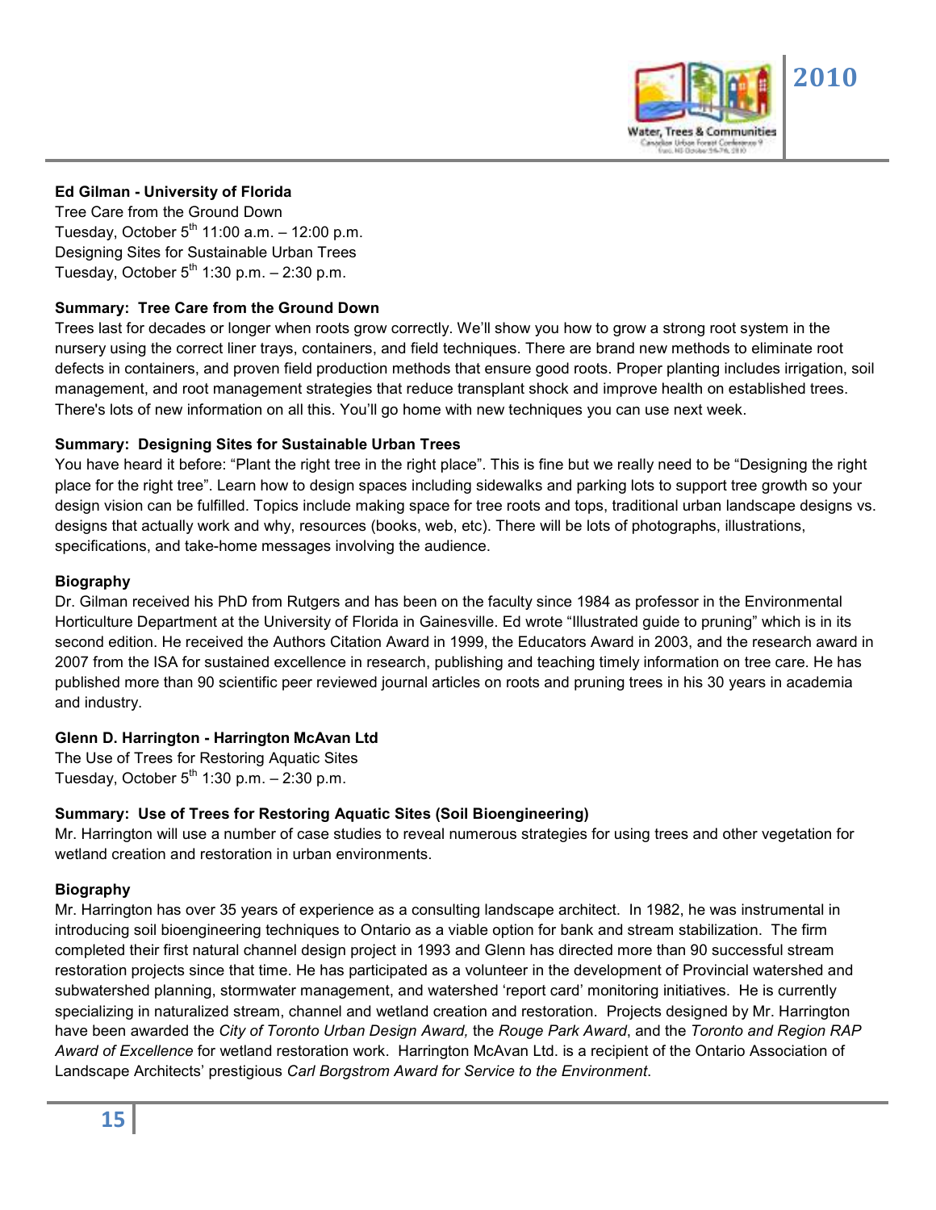**Ed Gilman - University of Florida**

Tree Care from the Ground Down

Tuesday, October 5th 11:00 a.m. – 12:00 p.m.

Designing Sites for Sustainable Urban Trees

Tuesday, October 5th 1:30 p.m. – 2:30 p.m.

**Summary: Tree Care from the Ground Down**

Trees last for decades or longer when roots grow correctly. We'll show you how to grow a strong root system in the nursery using the correct liner trays, containers, and field techniques. There are brand new methods to eliminate root defects in containers, and proven field production methods that ensure good roots. Proper planting includes irrigation, soil management, and root management strategies that reduce transplant shock and improve health on established trees. There's lots of new information on all this. You'll go home with new techniques you can use next week.

**Summary: Designing Sites for Sustainable Urban Trees**

You have heard it before: "Plant the right tree in the right place". This is fine but we really need to be "Designing the right place for the right tree". Learn how to design spaces including sidewalks and parking lots to support tree growth so your design vision can be fulfilled. Topics include making space for tree roots and tops, traditional urban landscape designs vs. designs that actually work and why, resources (books, web, etc). There will be lots of photographs, illustrations, specifications, and take-home messages involving the audience.

**Biography**

Dr. Gilman received his PhD from Rutgers and has been on the faculty since 1984 as professor in the Environmental Horticulture Department at the University of Florida in Gainesville. Ed wrote "Illustrated guide to pruning" which is in its second edition. He received the Authors Citation Award in 1999, the Educators Award in 2003, and the research award in 2007 from the ISA for sustained excellence in research, publishing and teaching timely information on tree care. He has published more than 90 scientific peer reviewed journal articles on roots and pruning trees in his 30 years in academia and industry.

**Glenn D. Harrington - Harrington McAvan Ltd**

The Use of Trees for Restoring Aquatic Sites

Tuesday, October 5th 1:30 p.m. – 2:30 p.m.

**Summary: Use of Trees for Restoring Aquatic Sites (Soil Bioengineering)**

Mr. Harrington will use a number of case studies to reveal numerous strategies for using trees and other vegetation for wetland creation and restoration in urban environments.

**Biography**

Mr. Harrington has over 35 years of experience as a consulting landscape architect. In 1982, he was instrumental in introducing soil bioengineering techniques to Ontario as a viable option for bank and stream stabilization. The firm completed their first natural channel design project in 1993 and Glenn has directed more than 90 successful stream restoration projects since that time. He has participated as a volunteer in the development of Provincial watershed and subwatershed planning, stormwater management, and watershed 'report card' monitoring initiatives. He is currently specializing in naturalized stream, channel and wetland creation and restoration. Projects designed by Mr. Harrington have been awarded the *City of Toronto Urban Design Award,* the *Rouge Park Award*, and the *Toronto and Region RAP Award of Excellence* for wetland restoration work. Harrington McAvan Ltd. is a recipient of the Ontario Association of Landscape Architects' prestigious *Carl Borgstrom Award for Service to the Environment*.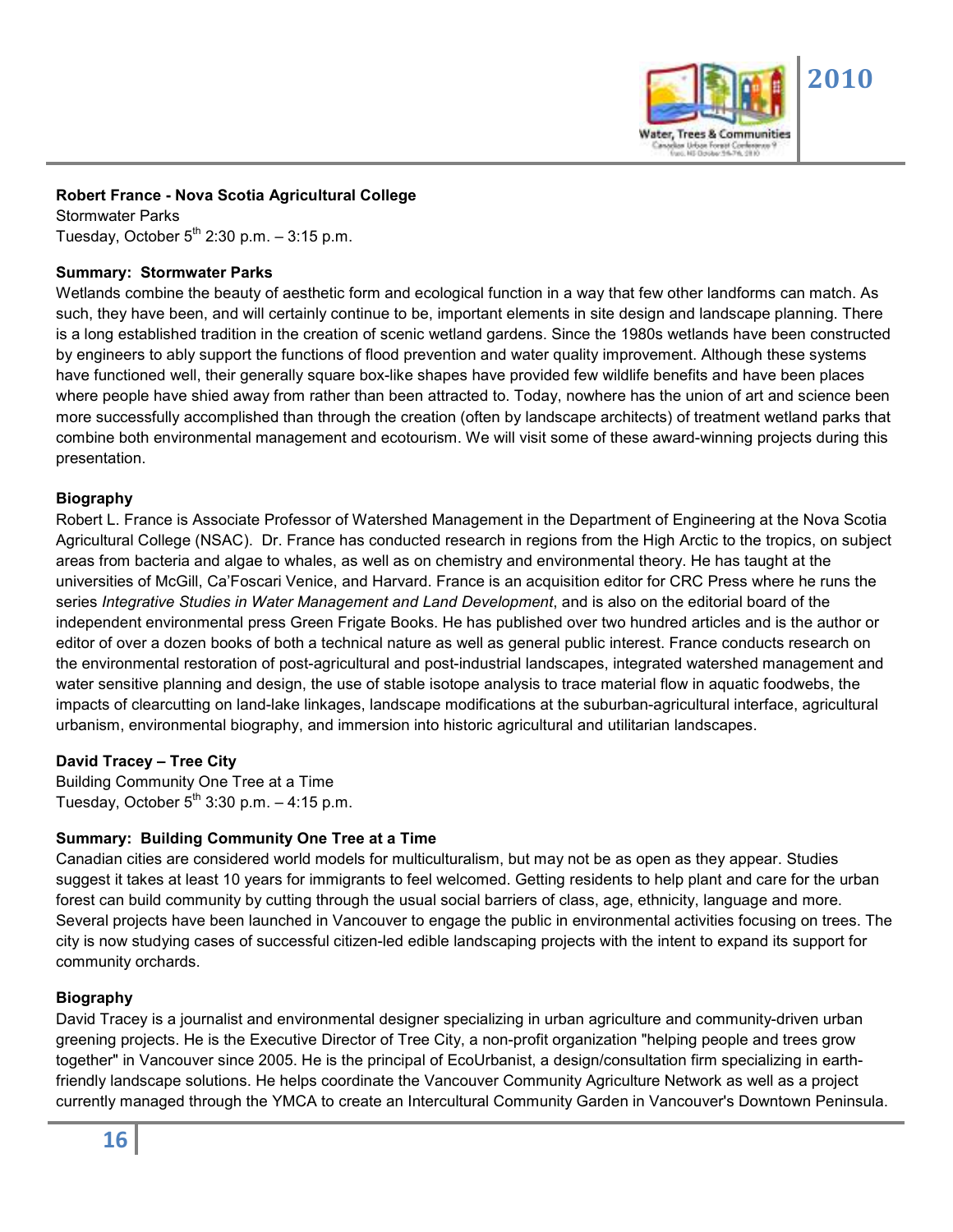**Robert France - Nova Scotia Agricultural College**
Stormwater Parks
Tuesday, October 5th 2:30 p.m. – 3:15 p.m.

**Summary: Stormwater Parks**

Wetlands combine the beauty of aesthetic form and ecological function in a way that few other landforms can match. As such, they have been, and will certainly continue to be, important elements in site design and landscape planning. There is a long established tradition in the creation of scenic wetland gardens. Since the 1980s wetlands have been constructed by engineers to ably support the functions of flood prevention and water quality improvement. Although these systems have functioned well, their generally square box-like shapes have provided few wildlife benefits and have been places where people have shied away from rather than been attracted to. Today, nowhere has the union of art and science been more successfully accomplished than through the creation (often by landscape architects) of treatment wetland parks that combine both environmental management and ecotourism. We will visit some of these award-winning projects during this presentation.

**Biography**

Robert L. France is Associate Professor of Watershed Management in the Department of Engineering at the Nova Scotia Agricultural College (NSAC). Dr. France has conducted research in regions from the High Arctic to the tropics, on subject areas from bacteria and algae to whales, as well as on chemistry and environmental theory. He has taught at the universities of McGill, Ca'Foscari Venice, and Harvard. France is an acquisition editor for CRC Press where he runs the series *Integrative Studies in Water Management and Land Development*, and is also on the editorial board of the independent environmental press Green Frigate Books. He has published over two hundred articles and is the author or editor of over a dozen books of both a technical nature as well as general public interest. France conducts research on the environmental restoration of post-agricultural and post-industrial landscapes, integrated watershed management and water sensitive planning and design, the use of stable isotope analysis to trace material flow in aquatic foodwebs, the impacts of clearcutting on land-lake linkages, landscape modifications at the suburban-agricultural interface, agricultural urbanism, environmental biography, and immersion into historic agricultural and utilitarian landscapes.

**David Tracey – Tree City**
Building Community One Tree at a Time
Tuesday, October 5th 3:30 p.m. – 4:15 p.m.

**Summary: Building Community One Tree at a Time**

Canadian cities are considered world models for multiculturalism, but may not be as open as they appear. Studies suggest it takes at least 10 years for immigrants to feel welcomed. Getting residents to help plant and care for the urban forest can build community by cutting through the usual social barriers of class, age, ethnicity, language and more. Several projects have been launched in Vancouver to engage the public in environmental activities focusing on trees. The city is now studying cases of successful citizen-led edible landscaping projects with the intent to expand its support for community orchards.

**Biography**

David Tracey is a journalist and environmental designer specializing in urban agriculture and community-driven urban greening projects. He is the Executive Director of Tree City, a non-profit organization "helping people and trees grow together" in Vancouver since 2005. He is the principal of EcoUrbanist, a design/consultation firm specializing in earth-friendly landscape solutions. He helps coordinate the Vancouver Community Agriculture Network as well as a project currently managed through the YMCA to create an Intercultural Community Garden in Vancouver's Downtown Peninsula.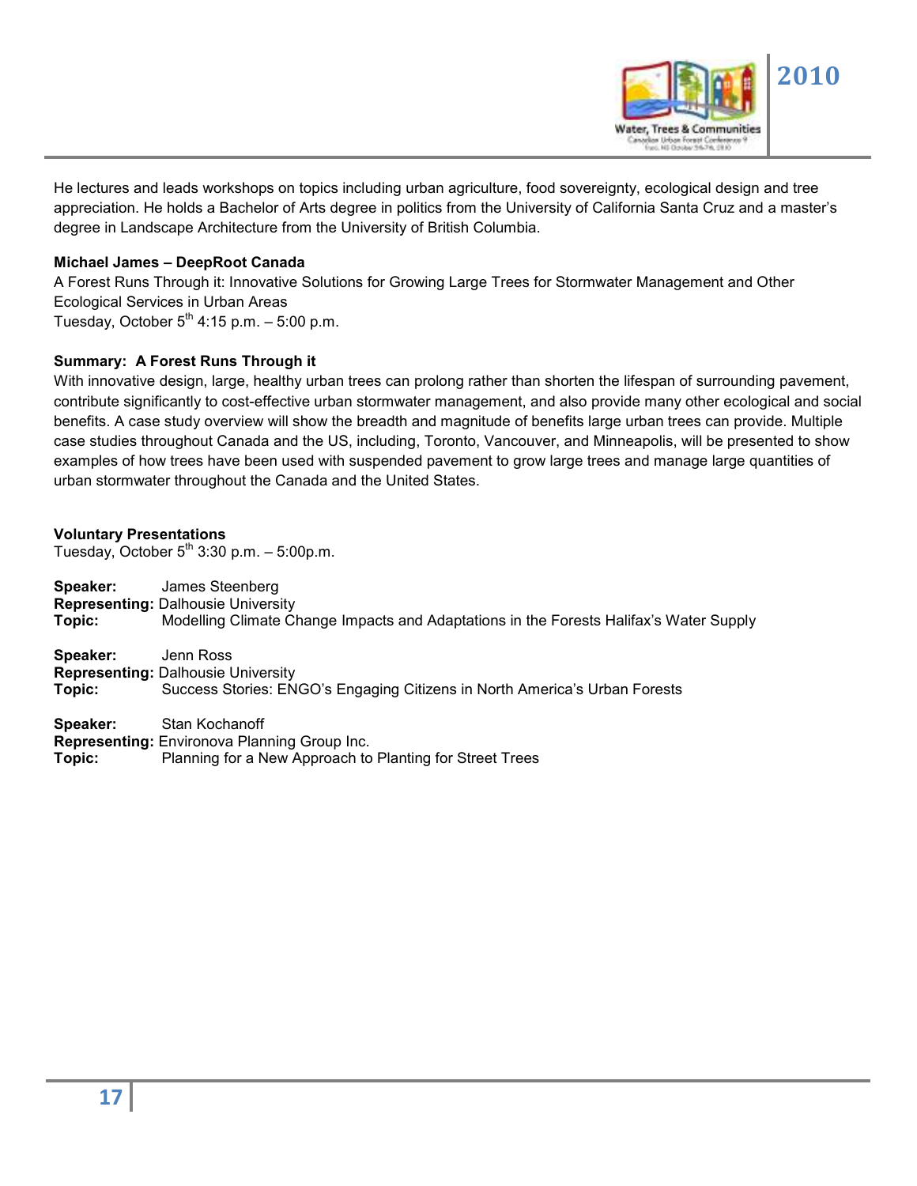He lectures and leads workshops on topics including urban agriculture, food sovereignty, ecological design and tree appreciation. He holds a Bachelor of Arts degree in politics from the University of California Santa Cruz and a master's degree in Landscape Architecture from the University of British Columbia.

**Michael James – DeepRoot Canada**
A Forest Runs Through it: Innovative Solutions for Growing Large Trees for Stormwater Management and Other Ecological Services in Urban Areas
Tuesday, October 5th 4:15 p.m. – 5:00 p.m.

**Summary: A Forest Runs Through it**
With innovative design, large, healthy urban trees can prolong rather than shorten the lifespan of surrounding pavement, contribute significantly to cost-effective urban stormwater management, and also provide many other ecological and social benefits. A case study overview will show the breadth and magnitude of benefits large urban trees can provide. Multiple case studies throughout Canada and the US, including, Toronto, Vancouver, and Minneapolis, will be presented to show examples of how trees have been used with suspended pavement to grow large trees and manage large quantities of urban stormwater throughout the Canada and the United States.

**Voluntary Presentations**
Tuesday, October 5th 3:30 p.m. – 5:00p.m.

**Speaker:** James Steenberg
**Representing:** Dalhousie University
**Topic:** Modelling Climate Change Impacts and Adaptations in the Forests Halifax's Water Supply

**Speaker:** Jenn Ross
**Representing:** Dalhousie University
**Topic:** Success Stories: ENGO's Engaging Citizens in North America's Urban Forests

**Speaker:** Stan Kochanoff
**Representing:** Environova Planning Group Inc.
**Topic:** Planning for a New Approach to Planting for Street Trees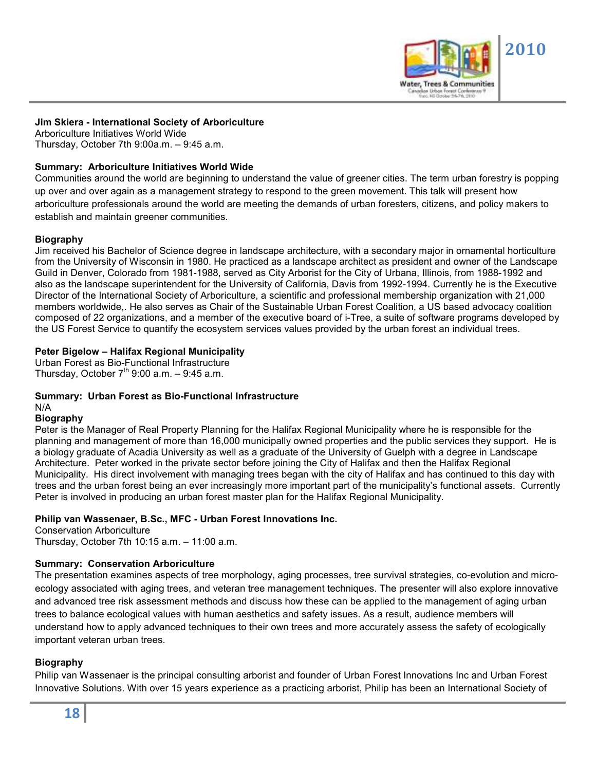**Jim Skiera - International Society of Arboriculture**
Arboriculture Initiatives World Wide
Thursday, October 7th 9:00a.m. – 9:45 a.m.

**Summary: Arboriculture Initiatives World Wide**
Communities around the world are beginning to understand the value of greener cities. The term urban forestry is popping up over and over again as a management strategy to respond to the green movement. This talk will present how arboriculture professionals around the world are meeting the demands of urban foresters, citizens, and policy makers to establish and maintain greener communities.

**Biography**
Jim received his Bachelor of Science degree in landscape architecture, with a secondary major in ornamental horticulture from the University of Wisconsin in 1980. He practiced as a landscape architect as president and owner of the Landscape Guild in Denver, Colorado from 1981-1988, served as City Arborist for the City of Urbana, Illinois, from 1988-1992 and also as the landscape superintendent for the University of California, Davis from 1992-1994. Currently he is the Executive Director of the International Society of Arboriculture, a scientific and professional membership organization with 21,000 members worldwide,. He also serves as Chair of the Sustainable Urban Forest Coalition, a US based advocacy coalition composed of 22 organizations, and a member of the executive board of i-Tree, a suite of software programs developed by the US Forest Service to quantify the ecosystem services values provided by the urban forest an individual trees.

**Peter Bigelow – Halifax Regional Municipality**
Urban Forest as Bio-Functional Infrastructure
Thursday, October 7th 9:00 a.m. – 9:45 a.m.

**Summary: Urban Forest as Bio-Functional Infrastructure**
N/A

**Biography**
Peter is the Manager of Real Property Planning for the Halifax Regional Municipality where he is responsible for the planning and management of more than 16,000 municipally owned properties and the public services they support. He is a biology graduate of Acadia University as well as a graduate of the University of Guelph with a degree in Landscape Architecture. Peter worked in the private sector before joining the City of Halifax and then the Halifax Regional Municipality. His direct involvement with managing trees began with the city of Halifax and has continued to this day with trees and the urban forest being an ever increasingly more important part of the municipality's functional assets. Currently Peter is involved in producing an urban forest master plan for the Halifax Regional Municipality.

**Philip van Wassenaer, B.Sc., MFC - Urban Forest Innovations Inc.**
Conservation Arboriculture
Thursday, October 7th 10:15 a.m. – 11:00 a.m.

**Summary: Conservation Arboriculture**
The presentation examines aspects of tree morphology, aging processes, tree survival strategies, co-evolution and micro-ecology associated with aging trees, and veteran tree management techniques. The presenter will also explore innovative and advanced tree risk assessment methods and discuss how these can be applied to the management of aging urban trees to balance ecological values with human aesthetics and safety issues. As a result, audience members will understand how to apply advanced techniques to their own trees and more accurately assess the safety of ecologically important veteran urban trees.

**Biography**
Philip van Wassenaer is the principal consulting arborist and founder of Urban Forest Innovations Inc and Urban Forest Innovative Solutions. With over 15 years experience as a practicing arborist, Philip has been an International Society of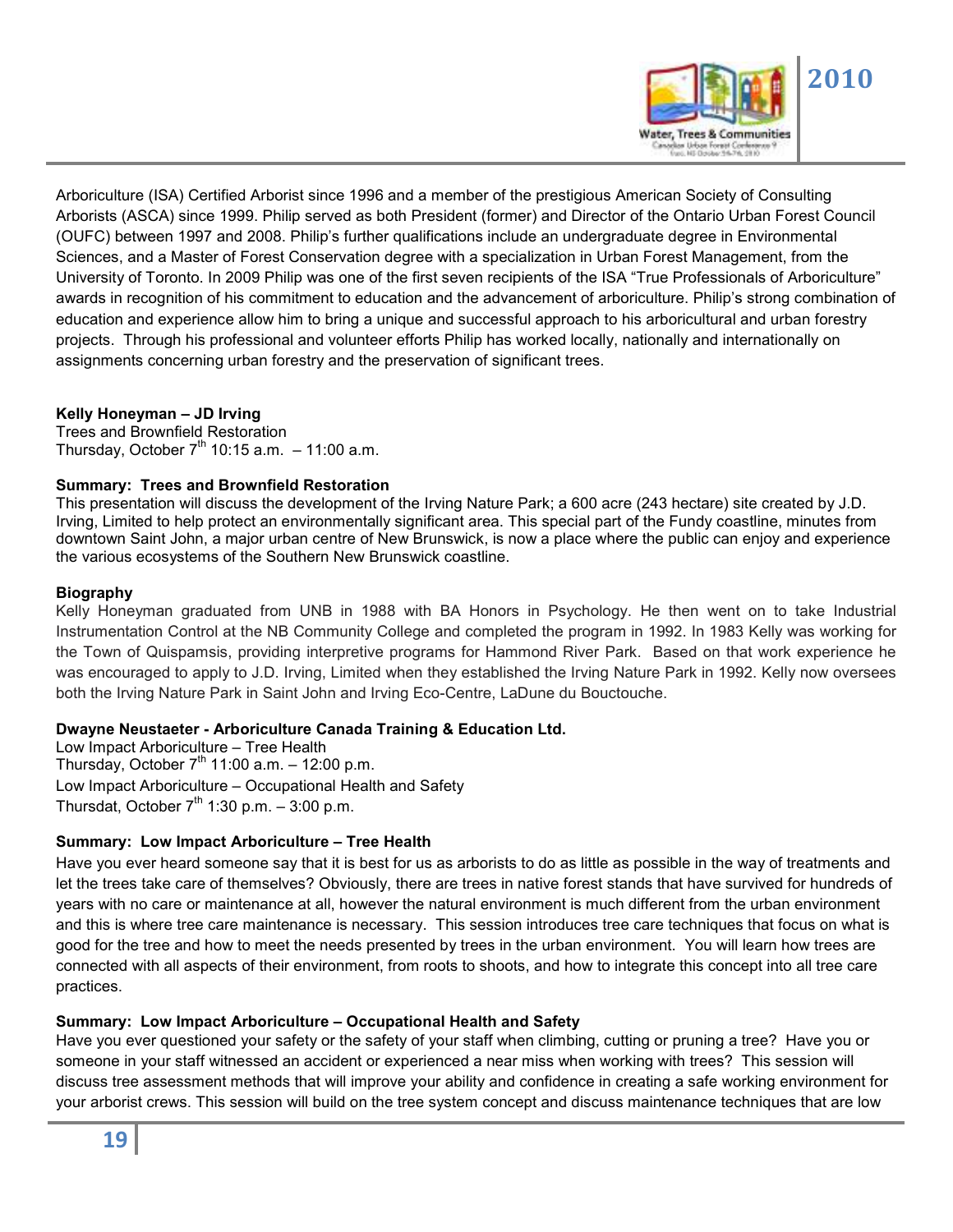Arboriculture (ISA) Certified Arborist since 1996 and a member of the prestigious American Society of Consulting Arborists (ASCA) since 1999. Philip served as both President (former) and Director of the Ontario Urban Forest Council (OUFC) between 1997 and 2008. Philip's further qualifications include an undergraduate degree in Environmental Sciences, and a Master of Forest Conservation degree with a specialization in Urban Forest Management, from the University of Toronto. In 2009 Philip was one of the first seven recipients of the ISA "True Professionals of Arboriculture" awards in recognition of his commitment to education and the advancement of arboriculture. Philip's strong combination of education and experience allow him to bring a unique and successful approach to his arboricultural and urban forestry projects. Through his professional and volunteer efforts Philip has worked locally, nationally and internationally on assignments concerning urban forestry and the preservation of significant trees.

**Kelly Honeyman – JD Irving**
Trees and Brownfield Restoration
Thursday, October 7th 10:15 a.m. – 11:00 a.m.

**Summary: Trees and Brownfield Restoration**
This presentation will discuss the development of the Irving Nature Park; a 600 acre (243 hectare) site created by J.D. Irving, Limited to help protect an environmentally significant area. This special part of the Fundy coastline, minutes from downtown Saint John, a major urban centre of New Brunswick, is now a place where the public can enjoy and experience the various ecosystems of the Southern New Brunswick coastline.

**Biography**
Kelly Honeyman graduated from UNB in 1988 with BA Honors in Psychology. He then went on to take Industrial Instrumentation Control at the NB Community College and completed the program in 1992. In 1983 Kelly was working for the Town of Quispamsis, providing interpretive programs for Hammond River Park. Based on that work experience he was encouraged to apply to J.D. Irving, Limited when they established the Irving Nature Park in 1992. Kelly now oversees both the Irving Nature Park in Saint John and Irving Eco-Centre, LaDune du Bouctouche.

**Dwayne Neustaeter - Arboriculture Canada Training & Education Ltd.**
Low Impact Arboriculture – Tree Health
Thursday, October 7th 11:00 a.m. – 12:00 p.m.
Low Impact Arboriculture – Occupational Health and Safety
Thursdat, October 7th 1:30 p.m. – 3:00 p.m.

**Summary: Low Impact Arboriculture – Tree Health**
Have you ever heard someone say that it is best for us as arborists to do as little as possible in the way of treatments and let the trees take care of themselves? Obviously, there are trees in native forest stands that have survived for hundreds of years with no care or maintenance at all, however the natural environment is much different from the urban environment and this is where tree care maintenance is necessary. This session introduces tree care techniques that focus on what is good for the tree and how to meet the needs presented by trees in the urban environment. You will learn how trees are connected with all aspects of their environment, from roots to shoots, and how to integrate this concept into all tree care practices.

**Summary: Low Impact Arboriculture – Occupational Health and Safety**
Have you ever questioned your safety or the safety of your staff when climbing, cutting or pruning a tree? Have you or someone in your staff witnessed an accident or experienced a near miss when working with trees? This session will discuss tree assessment methods that will improve your ability and confidence in creating a safe working environment for your arborist crews. This session will build on the tree system concept and discuss maintenance techniques that are low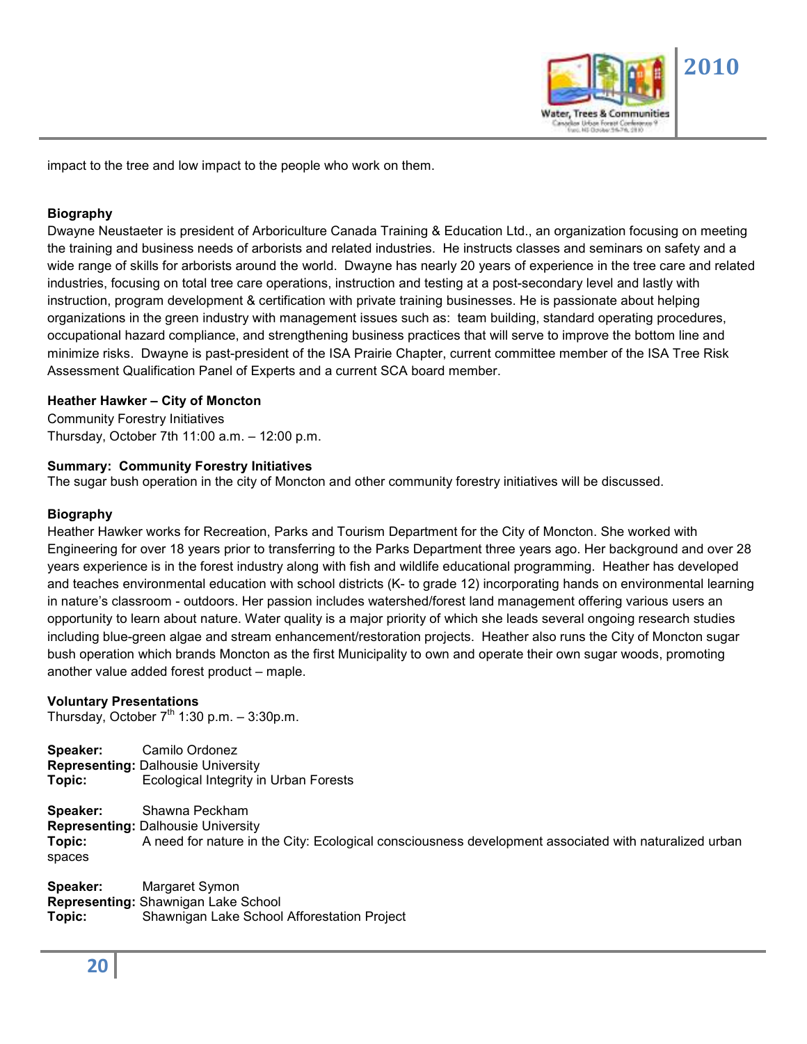impact to the tree and low impact to the people who work on them.

**Biography**

Dwayne Neustaeter is president of Arboriculture Canada Training & Education Ltd., an organization focusing on meeting the training and business needs of arborists and related industries. He instructs classes and seminars on safety and a wide range of skills for arborists around the world. Dwayne has nearly 20 years of experience in the tree care and related industries, focusing on total tree care operations, instruction and testing at a post-secondary level and lastly with instruction, program development & certification with private training businesses. He is passionate about helping organizations in the green industry with management issues such as: team building, standard operating procedures, occupational hazard compliance, and strengthening business practices that will serve to improve the bottom line and minimize risks. Dwayne is past-president of the ISA Prairie Chapter, current committee member of the ISA Tree Risk Assessment Qualification Panel of Experts and a current SCA board member.

**Heather Hawker – City of Moncton**

Community Forestry Initiatives
Thursday, October 7th 11:00 a.m. – 12:00 p.m.

**Summary: Community Forestry Initiatives**

The sugar bush operation in the city of Moncton and other community forestry initiatives will be discussed.

**Biography**

Heather Hawker works for Recreation, Parks and Tourism Department for the City of Moncton. She worked with Engineering for over 18 years prior to transferring to the Parks Department three years ago. Her background and over 28 years experience is in the forest industry along with fish and wildlife educational programming. Heather has developed and teaches environmental education with school districts (K- to grade 12) incorporating hands on environmental learning in nature's classroom - outdoors. Her passion includes watershed/forest land management offering various users an opportunity to learn about nature. Water quality is a major priority of which she leads several ongoing research studies including blue-green algae and stream enhancement/restoration projects. Heather also runs the City of Moncton sugar bush operation which brands Moncton as the first Municipality to own and operate their own sugar woods, promoting another value added forest product – maple.

**Voluntary Presentations**

Thursday, October 7th 1:30 p.m. – 3:30p.m.

**Speaker:** Camilo Ordonez
**Representing:** Dalhousie University
**Topic:** Ecological Integrity in Urban Forests

**Speaker:** Shawna Peckham
**Representing:** Dalhousie University
**Topic:** A need for nature in the City: Ecological consciousness development associated with naturalized urban spaces

**Speaker:** Margaret Symon
**Representing:** Shawnigan Lake School
**Topic:** Shawnigan Lake School Afforestation Project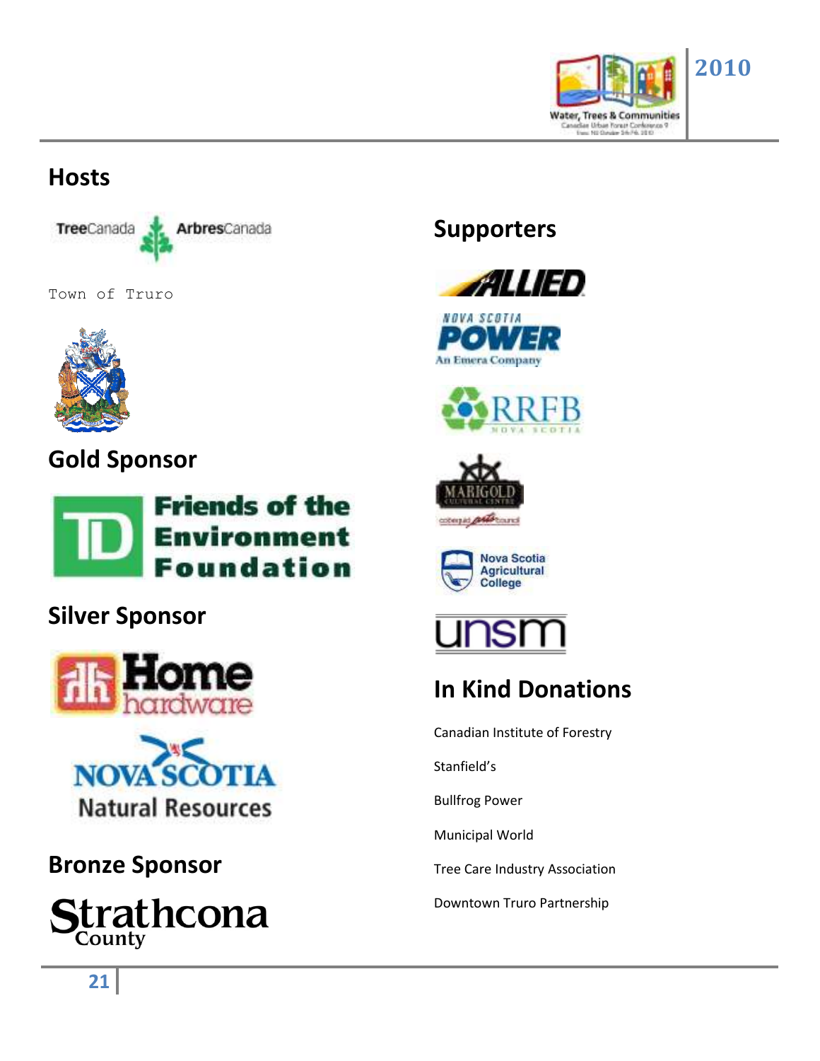## Hosts

TreeCanada ArbresCanada

Town of Truro

## Gold Sponsor

TD Friends of the Environment Foundation

## Silver Sponsor

Home hardware

Nova Scotia Natural Resources

## Bronze Sponsor

Strathcona County

## Supporters

Allied

Nova Scotia Power An Emera Company

RRFB Nova Scotia

Marigold Cultural Centre

Nova Scotia Agricultural College

unsm

## In Kind Donations

Canadian Institute of Forestry

Stanfield's

Bullfrog Power

Municipal World

Tree Care Industry Association

Downtown Truro Partnership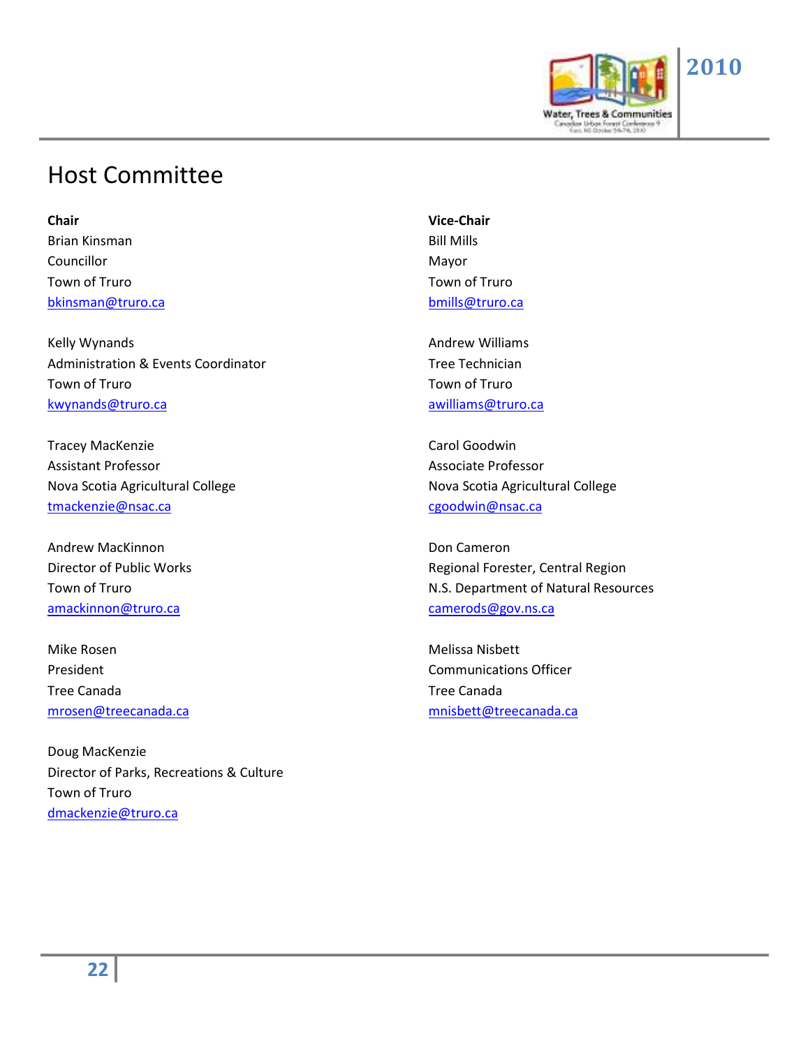# Host Committee

**Chair**
Brian Kinsman
Councillor
Town of Truro
bkinsman@truro.ca

**Vice-Chair**
Bill Mills
Mayor
Town of Truro
bmills@truro.ca

Kelly Wynands
Administration & Events Coordinator
Town of Truro
kwynands@truro.ca

Andrew Williams
Tree Technician
Town of Truro
awilliams@truro.ca

Tracey MacKenzie
Assistant Professor
Nova Scotia Agricultural College
tmackenzie@nsac.ca

Carol Goodwin
Associate Professor
Nova Scotia Agricultural College
cgoodwin@nsac.ca

Andrew MacKinnon
Director of Public Works
Town of Truro
amackinnon@truro.ca

Don Cameron
Regional Forester, Central Region
N.S. Department of Natural Resources
camerods@gov.ns.ca

Mike Rosen
President
Tree Canada
mrosen@treecanada.ca

Melissa Nisbett
Communications Officer
Tree Canada
mnisbett@treecanada.ca

Doug MacKenzie
Director of Parks, Recreations & Culture
Town of Truro
dmackenzie@truro.ca